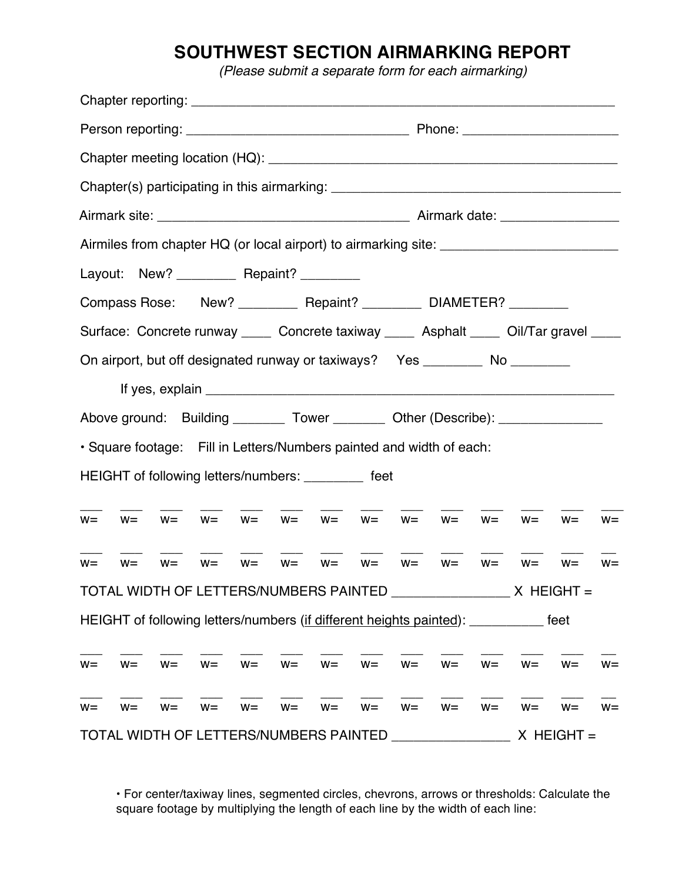# SOUTHWEST SECTION AIRMARKING REPORT

*(Please submit a separate form for each airmarking)*

Chapter reporting: ___________________________________________________________

Person reporting: ______________________________ Phone: _____________________

Chapter meeting location (HQ): _______________________________________________

Chapter(s) participating in this airmarking: _________________________________________

Airmark site: __________________________________ Airmark date: ________________

Airmiles from chapter HQ (or local airport) to airmarking site: ________________________

Layout: New? ________ Repaint? ________

Compass Rose: New? ________ Repaint? ________ DIAMETER? ________

Surface: Concrete runway ____ Concrete taxiway ____ Asphalt ____ Oil/Tar gravel ____

On airport, but off designated runway or taxiways? Yes ________ No ________

If yes, explain ___________________________________________________________

Above ground: Building _______ Tower _______ Other (Describe): ______________

• Square footage: Fill in Letters/Numbers painted and width of each:

HEIGHT of following letters/numbers: ________ feet

___ w= ___ w= ___ w= ___ w= ___ w= ___ w= ___ w= ___ w= ___ w= ___ w= ___ w= ___ w= ___ w= ___ w=

___ w= ___ w= ___ w= ___ w= ___ w= ___ w= ___ w= ___ w= ___ w= ___ w= ___ w= ___ w= ___ w= ___ w=

TOTAL WIDTH OF LETTERS/NUMBERS PAINTED ________________ X HEIGHT =

HEIGHT of following letters/numbers (<u>if different heights painted</u>): __________ feet

___ w= ___ w= ___ w= ___ w= ___ w= ___ w= ___ w= ___ w= ___ w= ___ w= ___ w= ___ w= ___ w= ___ w=

___ w= ___ w= ___ w= ___ w= ___ w= ___ w= ___ w= ___ w= ___ w= ___ w= ___ w= ___ w= ___ w= ___ w=

TOTAL WIDTH OF LETTERS/NUMBERS PAINTED ________________ X HEIGHT =

• For center/taxiway lines, segmented circles, chevrons, arrows or thresholds: Calculate the square footage by multiplying the length of each line by the width of each line: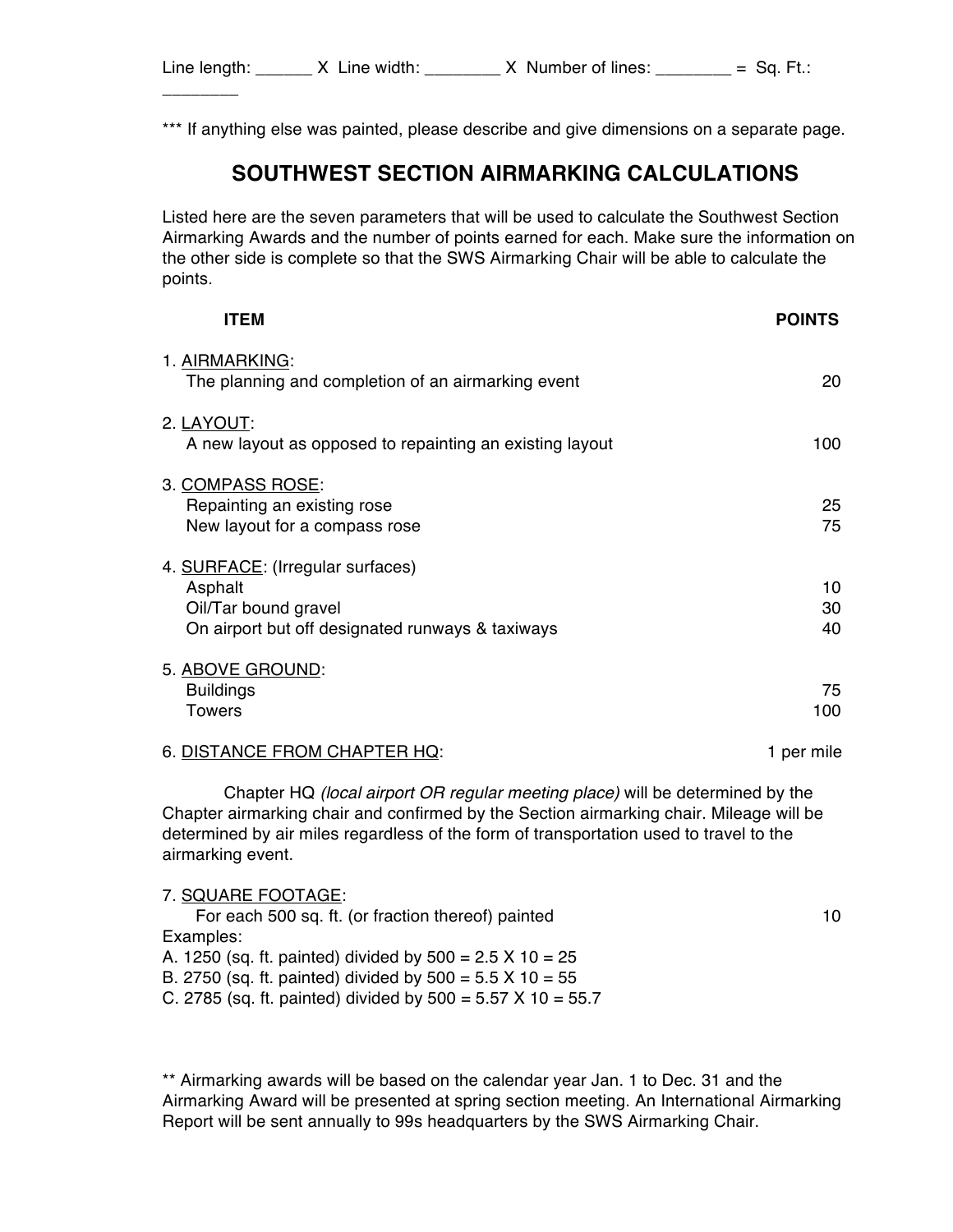Line length: ______ X Line width: ________ X Number of lines: ________ = Sq. Ft.: ________

*** If anything else was painted, please describe and give dimensions on a separate page.

## SOUTHWEST SECTION AIRMARKING CALCULATIONS

Listed here are the seven parameters that will be used to calculate the Southwest Section Airmarking Awards and the number of points earned for each. Make sure the information on the other side is complete so that the SWS Airmarking Chair will be able to calculate the points.

| ITEM | POINTS |
| --- | --- |
| 1. AIRMARKING: | |
| The planning and completion of an airmarking event | 20 |
| 2. LAYOUT: | |
| A new layout as opposed to repainting an existing layout | 100 |
| 3. COMPASS ROSE: | |
| Repainting an existing rose | 25 |
| New layout for a compass rose | 75 |
| 4. SURFACE: (Irregular surfaces) | |
| Asphalt | 10 |
| Oil/Tar bound gravel | 30 |
| On airport but off designated runways & taxiways | 40 |
| 5. ABOVE GROUND: | |
| Buildings | 75 |
| Towers | 100 |
| 6. DISTANCE FROM CHAPTER HQ: | 1 per mile |

Chapter HQ *(local airport OR regular meeting place)* will be determined by the Chapter airmarking chair and confirmed by the Section airmarking chair. Mileage will be determined by air miles regardless of the form of transportation used to travel to the airmarking event.

7. SQUARE FOOTAGE:

For each 500 sq. ft. (or fraction thereof) painted — 10

Examples:

A. 1250 (sq. ft. painted) divided by 500 = 2.5 X 10 = 25
B. 2750 (sq. ft. painted) divided by 500 = 5.5 X 10 = 55
C. 2785 (sq. ft. painted) divided by 500 = 5.57 X 10 = 55.7

** Airmarking awards will be based on the calendar year Jan. 1 to Dec. 31 and the Airmarking Award will be presented at spring section meeting. An International Airmarking Report will be sent annually to 99s headquarters by the SWS Airmarking Chair.